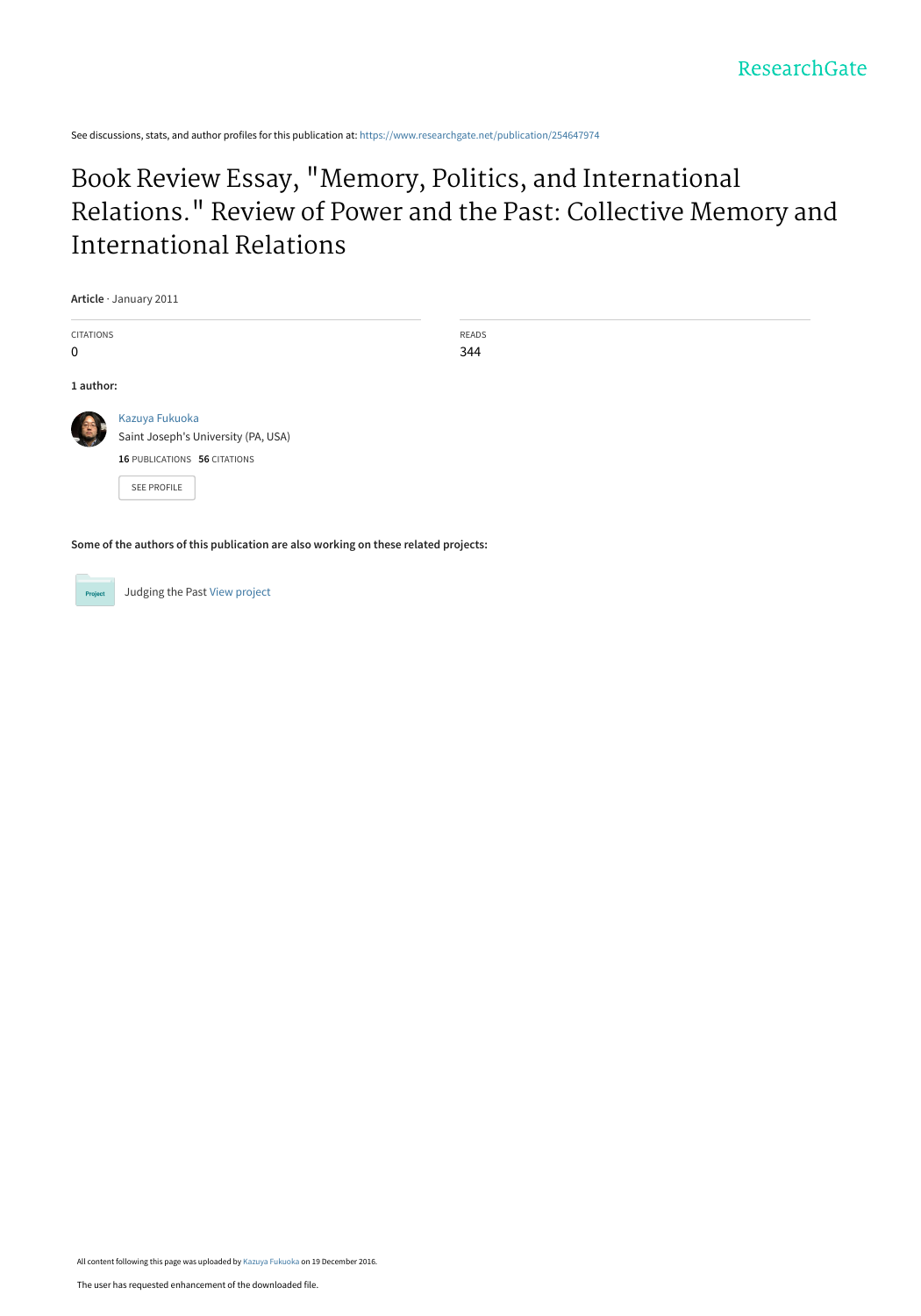See discussions, stats, and author profiles for this publication at: https://www.researchgate.net/publication/254647974

# Book Review Essay, "Memory, Politics, and International Relations." Review of Power and the Past: Collective Memory and International Relations

**Article** · January 2011

CITATIONS
0

READS
344

**1 author:**

Kazuya Fukuoka
Saint Joseph's University (PA, USA)
**16** PUBLICATIONS **56** CITATIONS

SEE PROFILE

**Some of the authors of this publication are also working on these related projects:**

Project: Judging the Past View project

All content following this page was uploaded by Kazuya Fukuoka on 19 December 2016.

The user has requested enhancement of the downloaded file.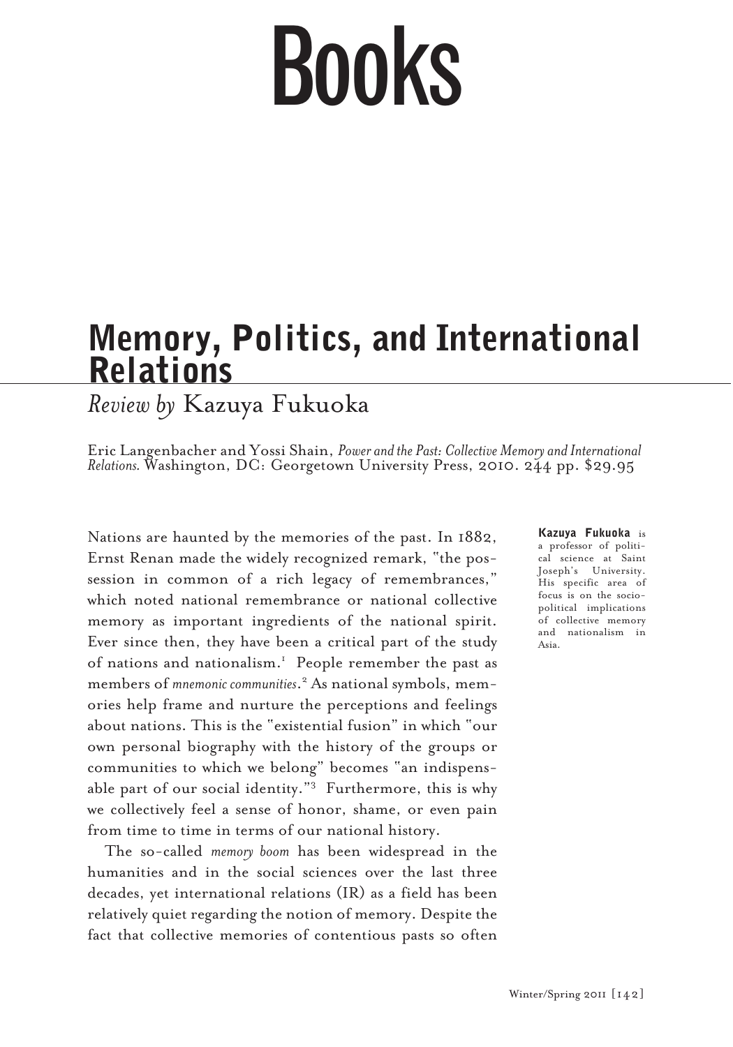# Books

## Memory, Politics, and International Relations

*Review by* Kazuya Fukuoka

Eric Langenbacher and Yossi Shain, *Power and the Past: Collective Memory and International Relations.* Washington, DC: Georgetown University Press, 2010. 244 pp. $29.95

**Kazuya Fukuoka** is a professor of political science at Saint Joseph's University. His specific area of focus is on the socio-political implications of collective memory and nationalism in Asia.

Nations are haunted by the memories of the past. In 1882, Ernst Renan made the widely recognized remark, "the possession in common of a rich legacy of remembrances," which noted national remembrance or national collective memory as important ingredients of the national spirit. Ever since then, they have been a critical part of the study of nations and nationalism.[1] People remember the past as members of *mnemonic communities*.[2] As national symbols, memories help frame and nurture the perceptions and feelings about nations. This is the "existential fusion" in which "our own personal biography with the history of the groups or communities to which we belong" becomes "an indispensable part of our social identity."[3] Furthermore, this is why we collectively feel a sense of honor, shame, or even pain from time to time in terms of our national history.

The so-called *memory boom* has been widespread in the humanities and in the social sciences over the last three decades, yet international relations (IR) as a field has been relatively quiet regarding the notion of memory. Despite the fact that collective memories of contentious pasts so often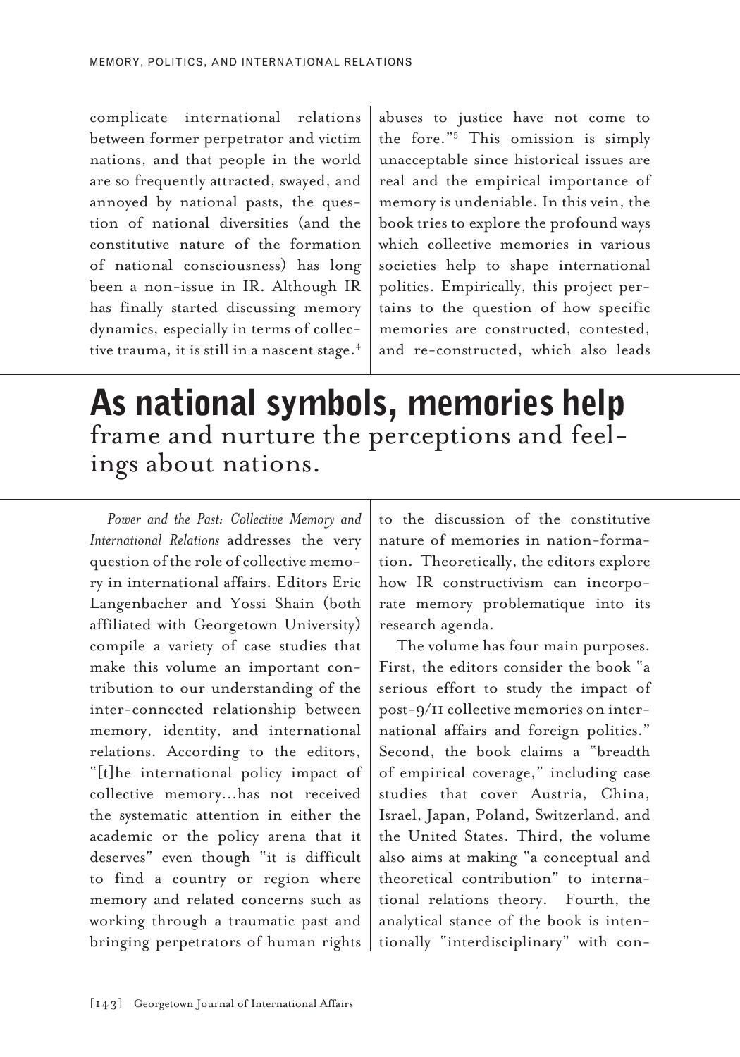complicate international relations between former perpetrator and victim nations, and that people in the world are so frequently attracted, swayed, and annoyed by national pasts, the question of national diversities (and the constitutive nature of the formation of national consciousness) has long been a non-issue in IR. Although IR has finally started discussing memory dynamics, especially in terms of collective trauma, it is still in a nascent stage.[4] abuses to justice have not come to the fore."[5] This omission is simply unacceptable since historical issues are real and the empirical importance of memory is undeniable. In this vein, the book tries to explore the profound ways which collective memories in various societies help to shape international politics. Empirically, this project pertains to the question of how specific memories are constructed, contested, and re-constructed, which also leads

> **As national symbols, memories help** frame and nurture the perceptions and feelings about nations.

*Power and the Past: Collective Memory and International Relations* addresses the very question of the role of collective memory in international affairs. Editors Eric Langenbacher and Yossi Shain (both affiliated with Georgetown University) compile a variety of case studies that make this volume an important contribution to our understanding of the inter-connected relationship between memory, identity, and international relations. According to the editors, "[t]he international policy impact of collective memory…has not received the systematic attention in either the academic or the policy arena that it deserves" even though "it is difficult to find a country or region where memory and related concerns such as working through a traumatic past and bringing perpetrators of human rights to the discussion of the constitutive nature of memories in nation-formation. Theoretically, the editors explore how IR constructivism can incorporate memory problematique into its research agenda.

The volume has four main purposes. First, the editors consider the book "a serious effort to study the impact of post-9/11 collective memories on international affairs and foreign politics." Second, the book claims a "breadth of empirical coverage," including case studies that cover Austria, China, Israel, Japan, Poland, Switzerland, and the United States. Third, the volume also aims at making "a conceptual and theoretical contribution" to international relations theory. Fourth, the analytical stance of the book is intentionally "interdisciplinary" with con-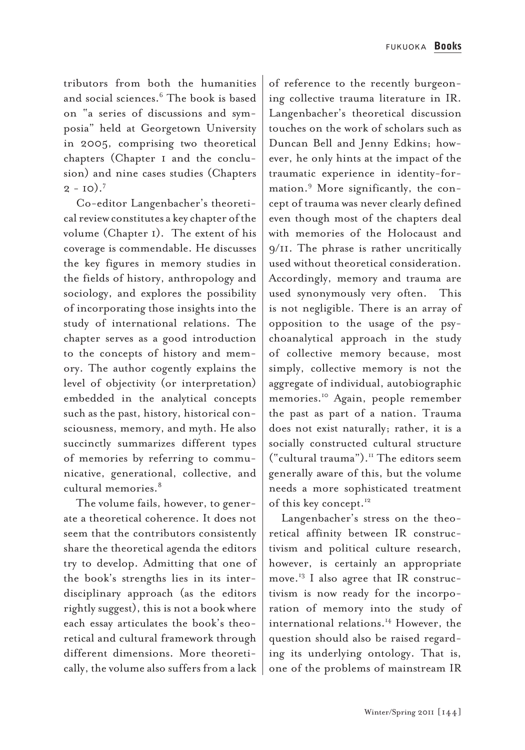tributors from both the humanities and social sciences.[6] The book is based on "a series of discussions and symposia" held at Georgetown University in 2005, comprising two theoretical chapters (Chapter 1 and the conclusion) and nine cases studies (Chapters 2 - 10).[7]

Co-editor Langenbacher's theoretical review constitutes a key chapter of the volume (Chapter 1). The extent of his coverage is commendable. He discusses the key figures in memory studies in the fields of history, anthropology and sociology, and explores the possibility of incorporating those insights into the study of international relations. The chapter serves as a good introduction to the concepts of history and memory. The author cogently explains the level of objectivity (or interpretation) embedded in the analytical concepts such as the past, history, historical consciousness, memory, and myth. He also succinctly summarizes different types of memories by referring to communicative, generational, collective, and cultural memories.[8]

The volume fails, however, to generate a theoretical coherence. It does not seem that the contributors consistently share the theoretical agenda the editors try to develop. Admitting that one of the book's strengths lies in its interdisciplinary approach (as the editors rightly suggest), this is not a book where each essay articulates the book's theoretical and cultural framework through different dimensions. More theoretically, the volume also suffers from a lack of reference to the recently burgeoning collective trauma literature in IR. Langenbacher's theoretical discussion touches on the work of scholars such as Duncan Bell and Jenny Edkins; however, he only hints at the impact of the traumatic experience in identity-formation.[9] More significantly, the concept of trauma was never clearly defined even though most of the chapters deal with memories of the Holocaust and 9/11. The phrase is rather uncritically used without theoretical consideration. Accordingly, memory and trauma are used synonymously very often. This is not negligible. There is an array of opposition to the usage of the psychoanalytical approach in the study of collective memory because, most simply, collective memory is not the aggregate of individual, autobiographic memories.[10] Again, people remember the past as part of a nation. Trauma does not exist naturally; rather, it is a socially constructed cultural structure ("cultural trauma").[11] The editors seem generally aware of this, but the volume needs a more sophisticated treatment of this key concept.[12]

Langenbacher's stress on the theoretical affinity between IR constructivism and political culture research, however, is certainly an appropriate move.[13] I also agree that IR constructivism is now ready for the incorporation of memory into the study of international relations.[14] However, the question should also be raised regarding its underlying ontology. That is, one of the problems of mainstream IR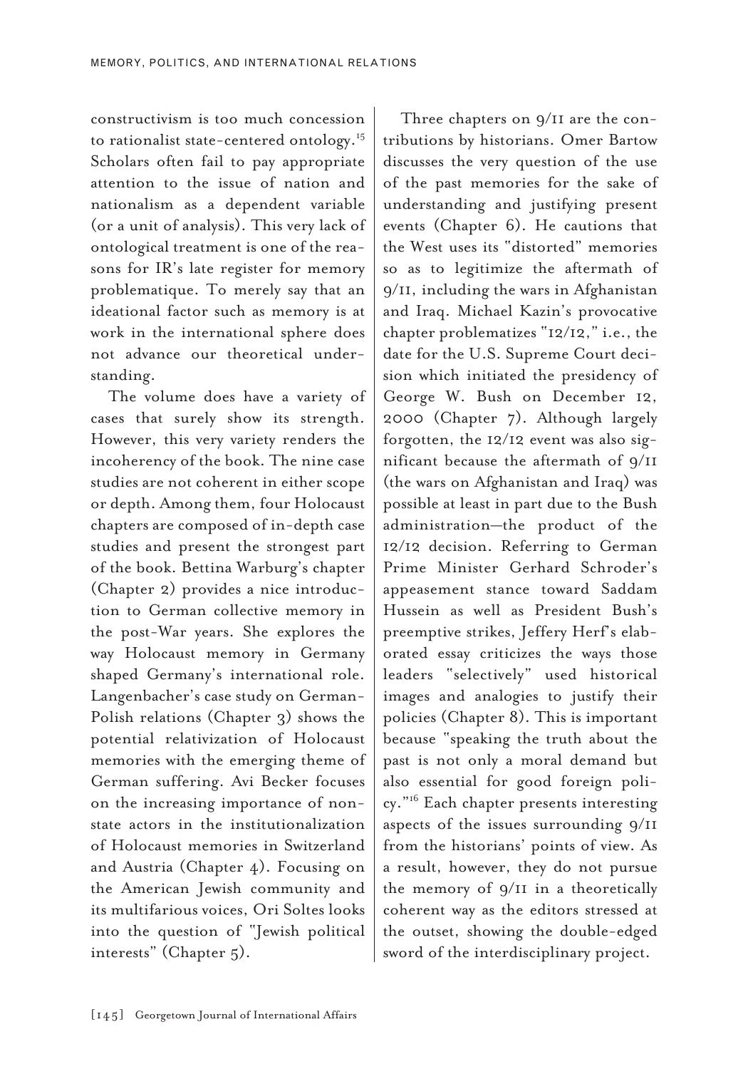constructivism is too much concession to rationalist state-centered ontology.[15] Scholars often fail to pay appropriate attention to the issue of nation and nationalism as a dependent variable (or a unit of analysis). This very lack of ontological treatment is one of the reasons for IR's late register for memory problematique. To merely say that an ideational factor such as memory is at work in the international sphere does not advance our theoretical understanding.

The volume does have a variety of cases that surely show its strength. However, this very variety renders the incoherency of the book. The nine case studies are not coherent in either scope or depth. Among them, four Holocaust chapters are composed of in-depth case studies and present the strongest part of the book. Bettina Warburg's chapter (Chapter 2) provides a nice introduction to German collective memory in the post-War years. She explores the way Holocaust memory in Germany shaped Germany's international role. Langenbacher's case study on German-Polish relations (Chapter 3) shows the potential relativization of Holocaust memories with the emerging theme of German suffering. Avi Becker focuses on the increasing importance of non-state actors in the institutionalization of Holocaust memories in Switzerland and Austria (Chapter 4). Focusing on the American Jewish community and its multifarious voices, Ori Soltes looks into the question of "Jewish political interests" (Chapter 5).

Three chapters on 9/11 are the contributions by historians. Omer Bartow discusses the very question of the use of the past memories for the sake of understanding and justifying present events (Chapter 6). He cautions that the West uses its "distorted" memories so as to legitimize the aftermath of 9/11, including the wars in Afghanistan and Iraq. Michael Kazin's provocative chapter problematizes "12/12," i.e., the date for the U.S. Supreme Court decision which initiated the presidency of George W. Bush on December 12, 2000 (Chapter 7). Although largely forgotten, the 12/12 event was also significant because the aftermath of 9/11 (the wars on Afghanistan and Iraq) was possible at least in part due to the Bush administration—the product of the 12/12 decision. Referring to German Prime Minister Gerhard Schroder's appeasement stance toward Saddam Hussein as well as President Bush's preemptive strikes, Jeffery Herf's elaborated essay criticizes the ways those leaders "selectively" used historical images and analogies to justify their policies (Chapter 8). This is important because "speaking the truth about the past is not only a moral demand but also essential for good foreign policy."[16] Each chapter presents interesting aspects of the issues surrounding 9/11 from the historians' points of view. As a result, however, they do not pursue the memory of 9/11 in a theoretically coherent way as the editors stressed at the outset, showing the double-edged sword of the interdisciplinary project.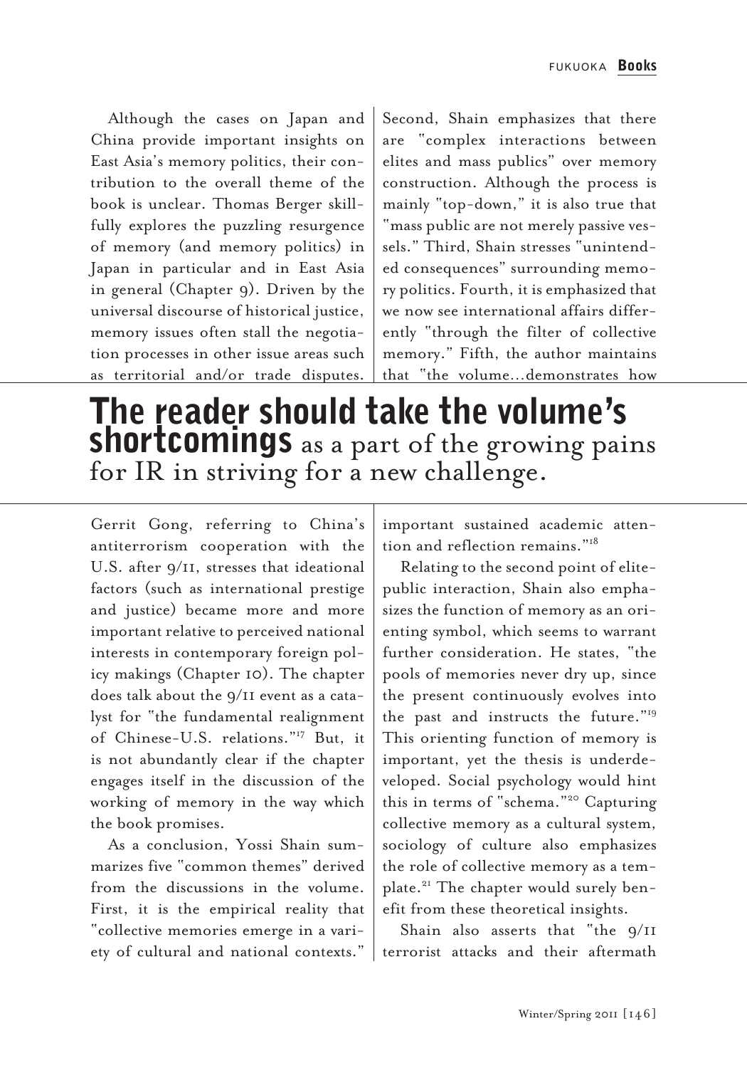Although the cases on Japan and China provide important insights on East Asia's memory politics, their contribution to the overall theme of the book is unclear. Thomas Berger skillfully explores the puzzling resurgence of memory (and memory politics) in Japan in particular and in East Asia in general (Chapter 9). Driven by the universal discourse of historical justice, memory issues often stall the negotiation processes in other issue areas such as territorial and/or trade disputes. Gerrit Gong, referring to China's antiterrorism cooperation with the U.S. after 9/11, stresses that ideational factors (such as international prestige and justice) became more and more important relative to perceived national interests in contemporary foreign policy makings (Chapter 10). The chapter does talk about the 9/11 event as a catalyst for "the fundamental realignment of Chinese-U.S. relations."[17] But, it is not abundantly clear if the chapter engages itself in the discussion of the working of memory in the way which the book promises.

As a conclusion, Yossi Shain summarizes five "common themes" derived from the discussions in the volume. First, it is the empirical reality that "collective memories emerge in a variety of cultural and national contexts." Second, Shain emphasizes that there are "complex interactions between elites and mass publics" over memory construction. Although the process is mainly "top-down," it is also true that "mass public are not merely passive vessels." Third, Shain stresses "unintended consequences" surrounding memory politics. Fourth, it is emphasized that we now see international affairs differently "through the filter of collective memory." Fifth, the author maintains that "the volume...demonstrates how important sustained academic attention and reflection remains."[18]

> **The reader should take the volume's shortcomings** as a part of the growing pains for IR in striving for a new challenge.

Relating to the second point of elite-public interaction, Shain also emphasizes the function of memory as an orienting symbol, which seems to warrant further consideration. He states, "the pools of memories never dry up, since the present continuously evolves into the past and instructs the future."[19] This orienting function of memory is important, yet the thesis is underdeveloped. Social psychology would hint this in terms of "schema."[20] Capturing collective memory as a cultural system, sociology of culture also emphasizes the role of collective memory as a template.[21] The chapter would surely benefit from these theoretical insights.

Shain also asserts that "the 9/11 terrorist attacks and their aftermath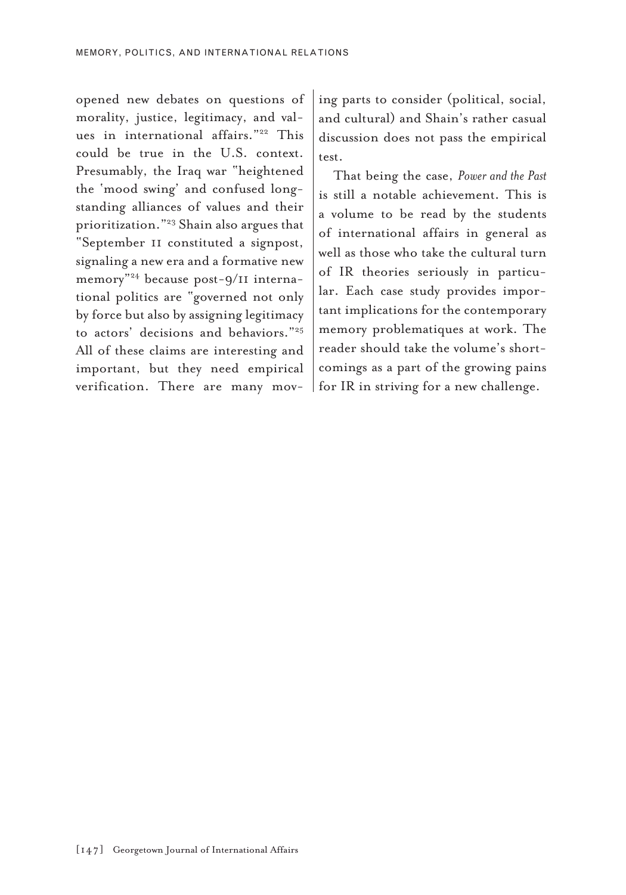opened new debates on questions of morality, justice, legitimacy, and values in international affairs."[22] This could be true in the U.S. context. Presumably, the Iraq war "heightened the 'mood swing' and confused long-standing alliances of values and their prioritization."[23] Shain also argues that "September 11 constituted a signpost, signaling a new era and a formative new memory"[24] because post-9/11 international politics are "governed not only by force but also by assigning legitimacy to actors' decisions and behaviors."[25] All of these claims are interesting and important, but they need empirical verification. There are many moving parts to consider (political, social, and cultural) and Shain's rather casual discussion does not pass the empirical test.

That being the case, *Power and the Past* is still a notable achievement. This is a volume to be read by the students of international affairs in general as well as those who take the cultural turn of IR theories seriously in particular. Each case study provides important implications for the contemporary memory problematiques at work. The reader should take the volume's shortcomings as a part of the growing pains for IR in striving for a new challenge.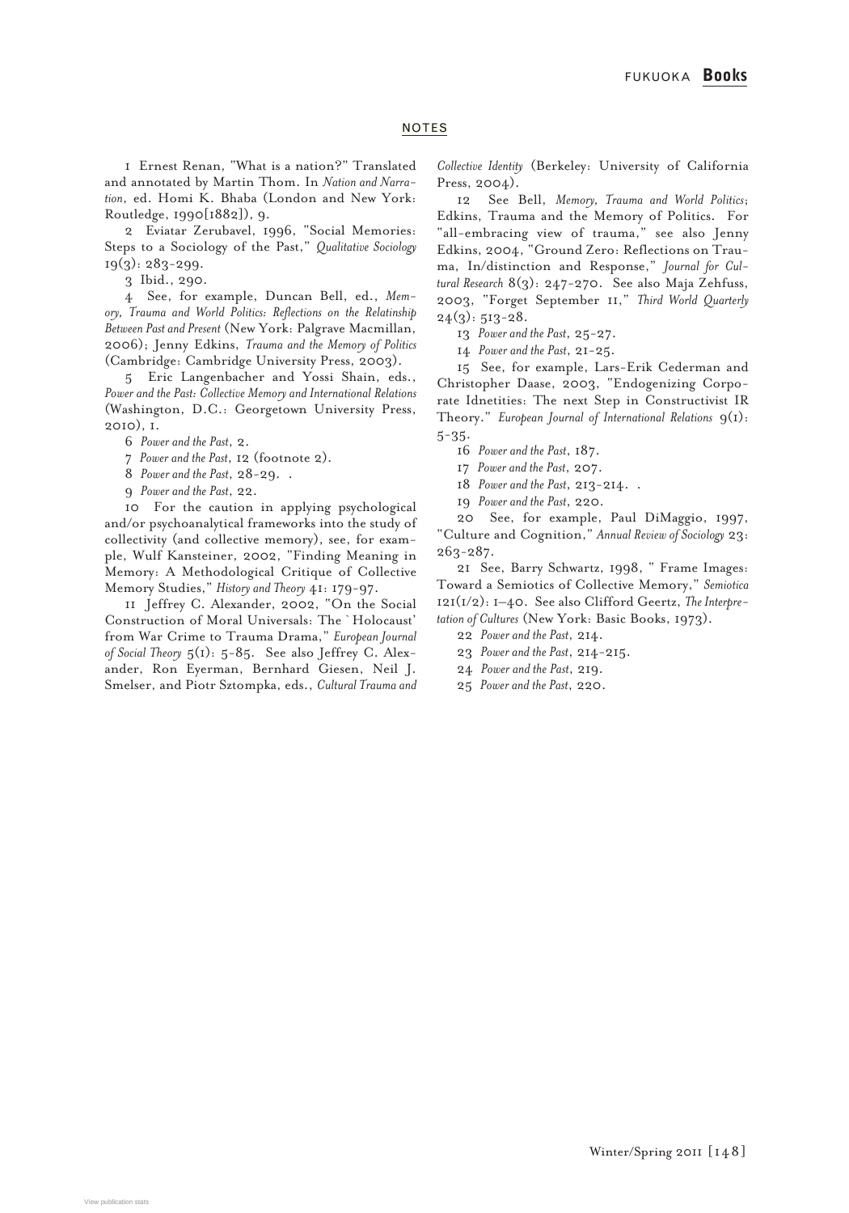## NOTES

1 Ernest Renan, "What is a nation?" Translated and annotated by Martin Thom. In *Nation and Narration*, ed. Homi K. Bhaba (London and New York: Routledge, 1990[1882]), 9.

2 Eviatar Zerubavel, 1996, "Social Memories: Steps to a Sociology of the Past," *Qualitative Sociology* 19(3): 283-299.

3 Ibid., 290.

4 See, for example, Duncan Bell, ed., *Memory, Trauma and World Politics: Reflections on the Relatinship Between Past and Present* (New York: Palgrave Macmillan, 2006); Jenny Edkins, *Trauma and the Memory of Politics* (Cambridge: Cambridge University Press, 2003).

5 Eric Langenbacher and Yossi Shain, eds., *Power and the Past: Collective Memory and International Relations* (Washington, D.C.: Georgetown University Press, 2010), 1.

6 *Power and the Past*, 2.

7 *Power and the Past*, 12 (footnote 2).

8 *Power and the Past*, 28-29. .

9 *Power and the Past*, 22.

10 For the caution in applying psychological and/or psychoanalytical frameworks into the study of collectivity (and collective memory), see, for example, Wulf Kansteiner, 2002, "Finding Meaning in Memory: A Methodological Critique of Collective Memory Studies," *History and Theory* 41: 179-97.

11 Jeffrey C. Alexander, 2002, "On the Social Construction of Moral Universals: The `Holocaust' from War Crime to Trauma Drama," *European Journal of Social Theory* 5(1): 5-85. See also Jeffrey C. Alexander, Ron Eyerman, Bernhard Giesen, Neil J. Smelser, and Piotr Sztompka, eds., *Cultural Trauma and Collective Identity* (Berkeley: University of California Press, 2004).

12 See Bell, *Memory, Trauma and World Politics*; Edkins, Trauma and the Memory of Politics. For "all-embracing view of trauma," see also Jenny Edkins, 2004, "Ground Zero: Reflections on Trauma, In/distinction and Response," *Journal for Cultural Research* 8(3): 247-270. See also Maja Zehfuss, 2003, "Forget September 11," *Third World Quarterly* 24(3): 513-28.

13 *Power and the Past*, 25-27.

14 *Power and the Past*, 21-25.

15 See, for example, Lars-Erik Cederman and Christopher Daase, 2003, "Endogenizing Corporate Idnetities: The next Step in Constructivist IR Theory." *European Journal of International Relations* 9(1): 5-35.

16 *Power and the Past*, 187.

17 *Power and the Past*, 207.

18 *Power and the Past*, 213-214. .

19 *Power and the Past*, 220.

20 See, for example, Paul DiMaggio, 1997, "Culture and Cognition," *Annual Review of Sociology* 23: 263-287.

21 See, Barry Schwartz, 1998, " Frame Images: Toward a Semiotics of Collective Memory," *Semiotica* 121(1/2): 1–40. See also Clifford Geertz, *The Interpretation of Cultures* (New York: Basic Books, 1973).

22 *Power and the Past*, 214.

23 *Power and the Past*, 214-215.

24 *Power and the Past*, 219.

25 *Power and the Past*, 220.